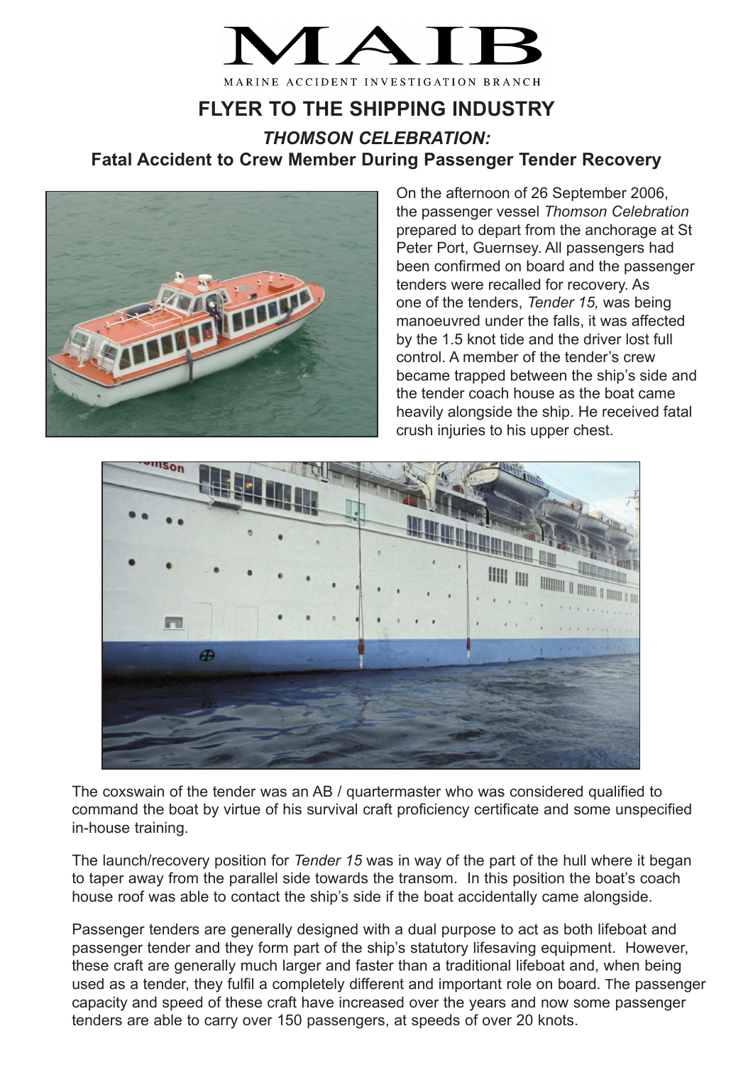# MAIB

MARINE ACCIDENT INVESTIGATION BRANCH

## FLYER TO THE SHIPPING INDUSTRY

### *THOMSON CELEBRATION:*
### Fatal Accident to Crew Member During Passenger Tender Recovery

On the afternoon of 26 September 2006, the passenger vessel *Thomson Celebration* prepared to depart from the anchorage at St Peter Port, Guernsey. All passengers had been confirmed on board and the passenger tenders were recalled for recovery. As one of the tenders, *Tender 15,* was being manoeuvred under the falls, it was affected by the 1.5 knot tide and the driver lost full control. A member of the tender's crew became trapped between the ship's side and the tender coach house as the boat came heavily alongside the ship. He received fatal crush injuries to his upper chest.

The coxswain of the tender was an AB / quartermaster who was considered qualified to command the boat by virtue of his survival craft proficiency certificate and some unspecified in-house training.

The launch/recovery position for *Tender 15* was in way of the part of the hull where it began to taper away from the parallel side towards the transom. In this position the boat's coach house roof was able to contact the ship's side if the boat accidentally came alongside.

Passenger tenders are generally designed with a dual purpose to act as both lifeboat and passenger tender and they form part of the ship's statutory lifesaving equipment. However, these craft are generally much larger and faster than a traditional lifeboat and, when being used as a tender, they fulfil a completely different and important role on board. The passenger capacity and speed of these craft have increased over the years and now some passenger tenders are able to carry over 150 passengers, at speeds of over 20 knots.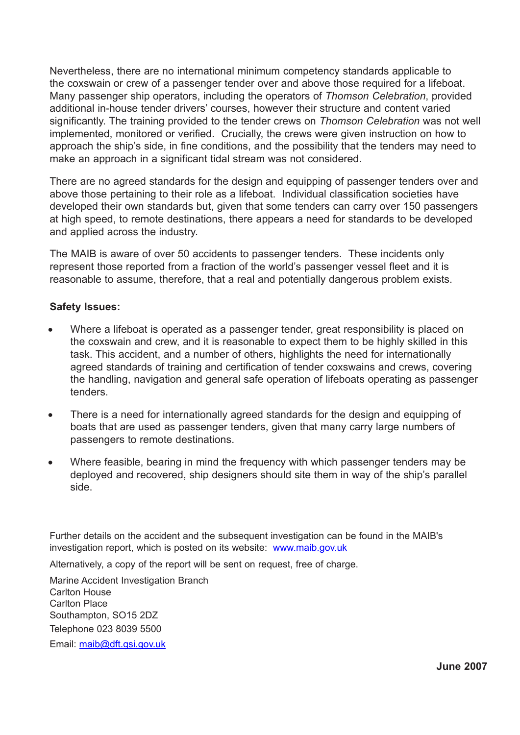Nevertheless, there are no international minimum competency standards applicable to the coxswain or crew of a passenger tender over and above those required for a lifeboat. Many passenger ship operators, including the operators of *Thomson Celebration*, provided additional in-house tender drivers' courses, however their structure and content varied significantly. The training provided to the tender crews on *Thomson Celebration* was not well implemented, monitored or verified. Crucially, the crews were given instruction on how to approach the ship's side, in fine conditions, and the possibility that the tenders may need to make an approach in a significant tidal stream was not considered.

There are no agreed standards for the design and equipping of passenger tenders over and above those pertaining to their role as a lifeboat. Individual classification societies have developed their own standards but, given that some tenders can carry over 150 passengers at high speed, to remote destinations, there appears a need for standards to be developed and applied across the industry.

The MAIB is aware of over 50 accidents to passenger tenders. These incidents only represent those reported from a fraction of the world's passenger vessel fleet and it is reasonable to assume, therefore, that a real and potentially dangerous problem exists.

**Safety Issues:**

- Where a lifeboat is operated as a passenger tender, great responsibility is placed on the coxswain and crew, and it is reasonable to expect them to be highly skilled in this task. This accident, and a number of others, highlights the need for internationally agreed standards of training and certification of tender coxswains and crews, covering the handling, navigation and general safe operation of lifeboats operating as passenger tenders.
- There is a need for internationally agreed standards for the design and equipping of boats that are used as passenger tenders, given that many carry large numbers of passengers to remote destinations.
- Where feasible, bearing in mind the frequency with which passenger tenders may be deployed and recovered, ship designers should site them in way of the ship's parallel side.

Further details on the accident and the subsequent investigation can be found in the MAIB's investigation report, which is posted on its website: www.maib.gov.uk

Alternatively, a copy of the report will be sent on request, free of charge.

Marine Accident Investigation Branch
Carlton House
Carlton Place
Southampton, SO15 2DZ
Telephone 023 8039 5500
Email: maib@dft.gsi.gov.uk

**June 2007**